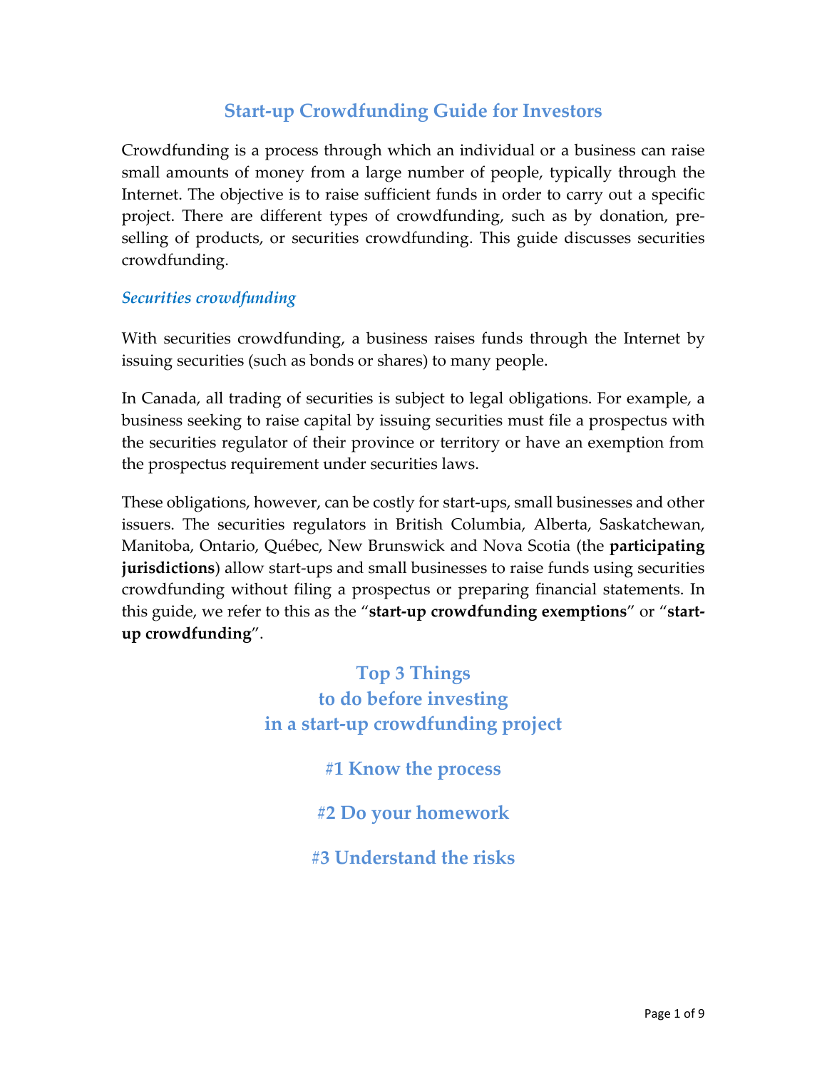# Start-up Crowdfunding Guide for Investors

Crowdfunding is a process through which an individual or a business can raise small amounts of money from a large number of people, typically through the Internet. The objective is to raise sufficient funds in order to carry out a specific project. There are different types of crowdfunding, such as by donation, pre-selling of products, or securities crowdfunding. This guide discusses securities crowdfunding.

### *Securities crowdfunding*

With securities crowdfunding, a business raises funds through the Internet by issuing securities (such as bonds or shares) to many people.

In Canada, all trading of securities is subject to legal obligations. For example, a business seeking to raise capital by issuing securities must file a prospectus with the securities regulator of their province or territory or have an exemption from the prospectus requirement under securities laws.

These obligations, however, can be costly for start-ups, small businesses and other issuers. The securities regulators in British Columbia, Alberta, Saskatchewan, Manitoba, Ontario, Québec, New Brunswick and Nova Scotia (the **participating jurisdictions**) allow start-ups and small businesses to raise funds using securities crowdfunding without filing a prospectus or preparing financial statements. In this guide, we refer to this as the "**start-up crowdfunding exemptions**" or "**start-up crowdfunding**".

## Top 3 Things to do before investing in a start-up crowdfunding project

### #1 Know the process

### #2 Do your homework

### #3 Understand the risks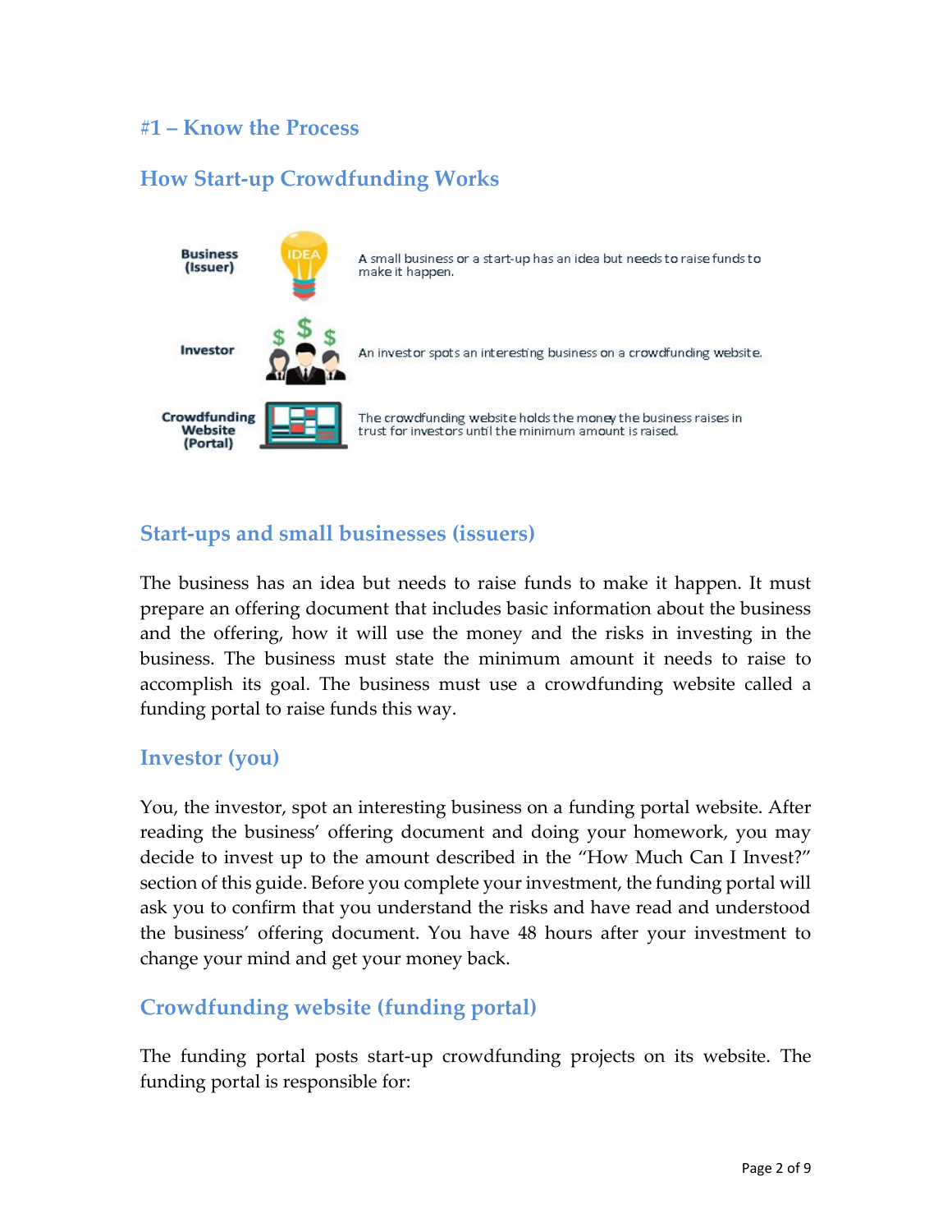## #1 – Know the Process

## How Start-up Crowdfunding Works

| | |
|---|---|
| **Business (Issuer)** | A small business or a start-up has an idea but needs to raise funds to make it happen. |
| **Investor** | An investor spots an interesting business on a crowdfunding website. |
| **Crowdfunding Website (Portal)** | The crowdfunding website holds the money the business raises in trust for investors until the minimum amount is raised. |

### Start-ups and small businesses (issuers)

The business has an idea but needs to raise funds to make it happen. It must prepare an offering document that includes basic information about the business and the offering, how it will use the money and the risks in investing in the business. The business must state the minimum amount it needs to raise to accomplish its goal. The business must use a crowdfunding website called a funding portal to raise funds this way.

### Investor (you)

You, the investor, spot an interesting business on a funding portal website. After reading the business' offering document and doing your homework, you may decide to invest up to the amount described in the "How Much Can I Invest?" section of this guide. Before you complete your investment, the funding portal will ask you to confirm that you understand the risks and have read and understood the business' offering document. You have 48 hours after your investment to change your mind and get your money back.

### Crowdfunding website (funding portal)

The funding portal posts start-up crowdfunding projects on its website. The funding portal is responsible for: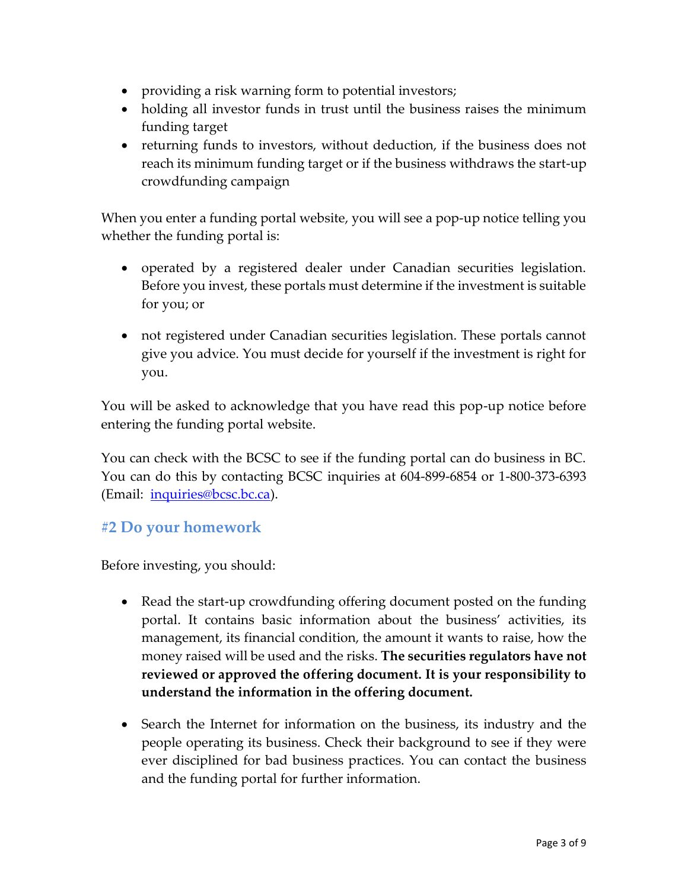- providing a risk warning form to potential investors;
- holding all investor funds in trust until the business raises the minimum funding target
- returning funds to investors, without deduction, if the business does not reach its minimum funding target or if the business withdraws the start-up crowdfunding campaign

When you enter a funding portal website, you will see a pop-up notice telling you whether the funding portal is:

- operated by a registered dealer under Canadian securities legislation. Before you invest, these portals must determine if the investment is suitable for you; or

- not registered under Canadian securities legislation. These portals cannot give you advice. You must decide for yourself if the investment is right for you.

You will be asked to acknowledge that you have read this pop-up notice before entering the funding portal website.

You can check with the BCSC to see if the funding portal can do business in BC. You can do this by contacting BCSC inquiries at 604-899-6854 or 1-800-373-6393 (Email: inquiries@bcsc.bc.ca).

## #2 Do your homework

Before investing, you should:

- Read the start-up crowdfunding offering document posted on the funding portal. It contains basic information about the business' activities, its management, its financial condition, the amount it wants to raise, how the money raised will be used and the risks. **The securities regulators have not reviewed or approved the offering document. It is your responsibility to understand the information in the offering document.**

- Search the Internet for information on the business, its industry and the people operating its business. Check their background to see if they were ever disciplined for bad business practices. You can contact the business and the funding portal for further information.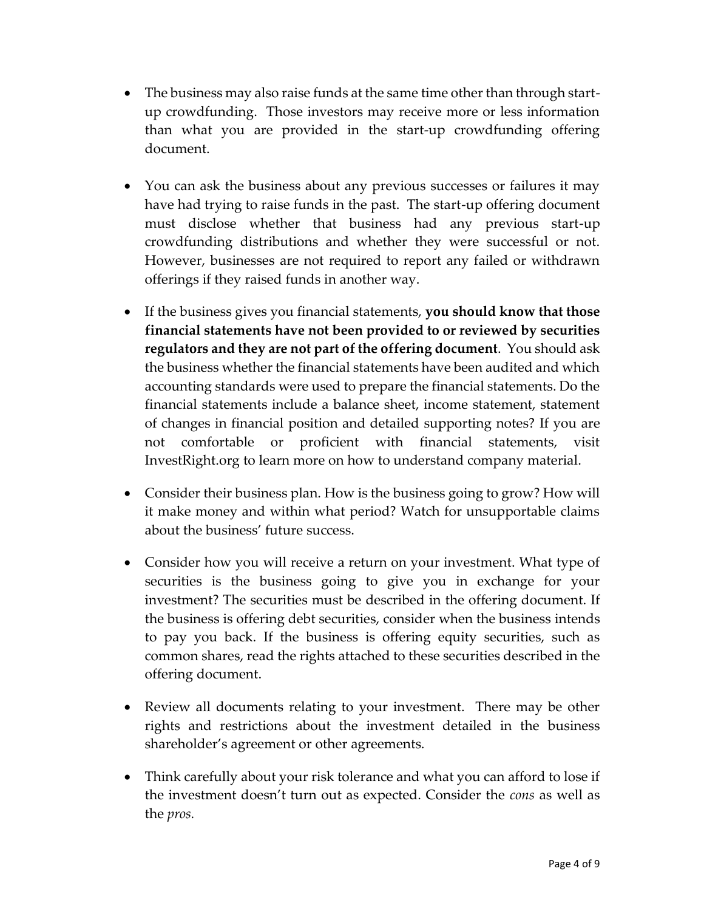- The business may also raise funds at the same time other than through start-up crowdfunding. Those investors may receive more or less information than what you are provided in the start-up crowdfunding offering document.

- You can ask the business about any previous successes or failures it may have had trying to raise funds in the past. The start-up offering document must disclose whether that business had any previous start-up crowdfunding distributions and whether they were successful or not. However, businesses are not required to report any failed or withdrawn offerings if they raised funds in another way.

- If the business gives you financial statements, **you should know that those financial statements have not been provided to or reviewed by securities regulators and they are not part of the offering document**. You should ask the business whether the financial statements have been audited and which accounting standards were used to prepare the financial statements. Do the financial statements include a balance sheet, income statement, statement of changes in financial position and detailed supporting notes? If you are not comfortable or proficient with financial statements, visit InvestRight.org to learn more on how to understand company material.

- Consider their business plan. How is the business going to grow? How will it make money and within what period? Watch for unsupportable claims about the business' future success.

- Consider how you will receive a return on your investment. What type of securities is the business going to give you in exchange for your investment? The securities must be described in the offering document. If the business is offering debt securities, consider when the business intends to pay you back. If the business is offering equity securities, such as common shares, read the rights attached to these securities described in the offering document.

- Review all documents relating to your investment. There may be other rights and restrictions about the investment detailed in the business shareholder's agreement or other agreements.

- Think carefully about your risk tolerance and what you can afford to lose if the investment doesn't turn out as expected. Consider the *cons* as well as the *pros.*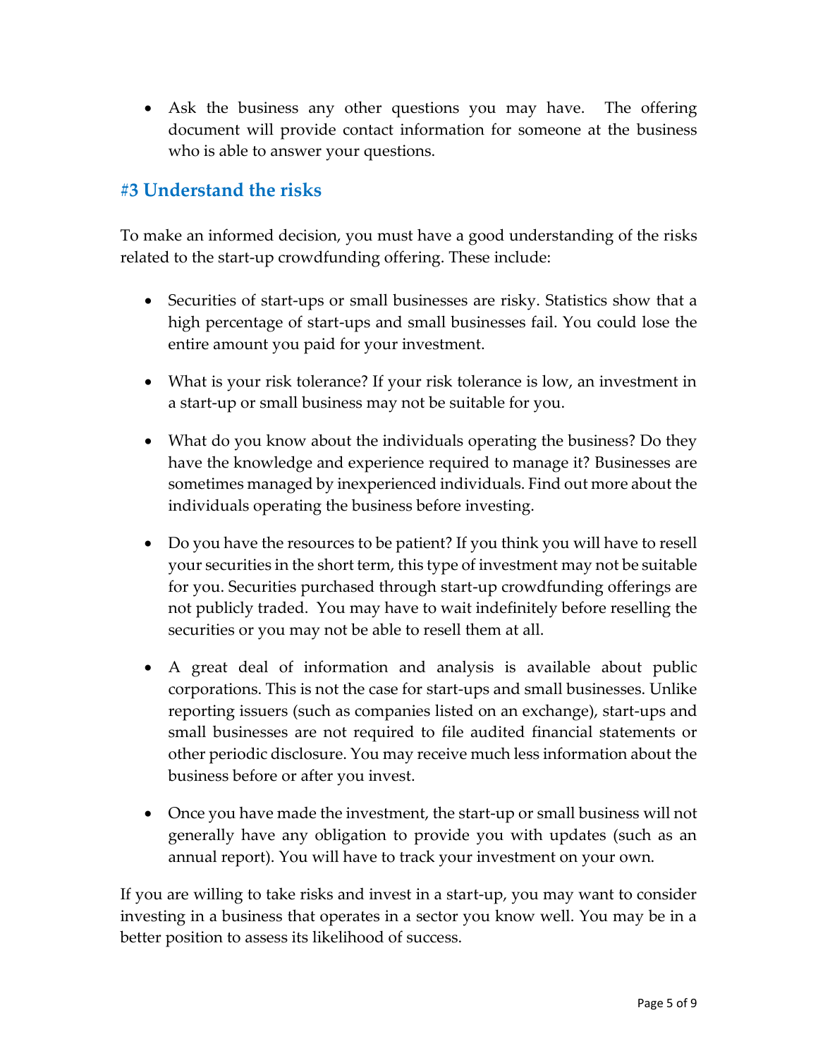- Ask the business any other questions you may have. The offering document will provide contact information for someone at the business who is able to answer your questions.

## #3 Understand the risks

To make an informed decision, you must have a good understanding of the risks related to the start-up crowdfunding offering. These include:

- Securities of start-ups or small businesses are risky. Statistics show that a high percentage of start-ups and small businesses fail. You could lose the entire amount you paid for your investment.

- What is your risk tolerance? If your risk tolerance is low, an investment in a start-up or small business may not be suitable for you.

- What do you know about the individuals operating the business? Do they have the knowledge and experience required to manage it? Businesses are sometimes managed by inexperienced individuals. Find out more about the individuals operating the business before investing.

- Do you have the resources to be patient? If you think you will have to resell your securities in the short term, this type of investment may not be suitable for you. Securities purchased through start-up crowdfunding offerings are not publicly traded. You may have to wait indefinitely before reselling the securities or you may not be able to resell them at all.

- A great deal of information and analysis is available about public corporations. This is not the case for start-ups and small businesses. Unlike reporting issuers (such as companies listed on an exchange), start-ups and small businesses are not required to file audited financial statements or other periodic disclosure. You may receive much less information about the business before or after you invest.

- Once you have made the investment, the start-up or small business will not generally have any obligation to provide you with updates (such as an annual report). You will have to track your investment on your own.

If you are willing to take risks and invest in a start-up, you may want to consider investing in a business that operates in a sector you know well. You may be in a better position to assess its likelihood of success.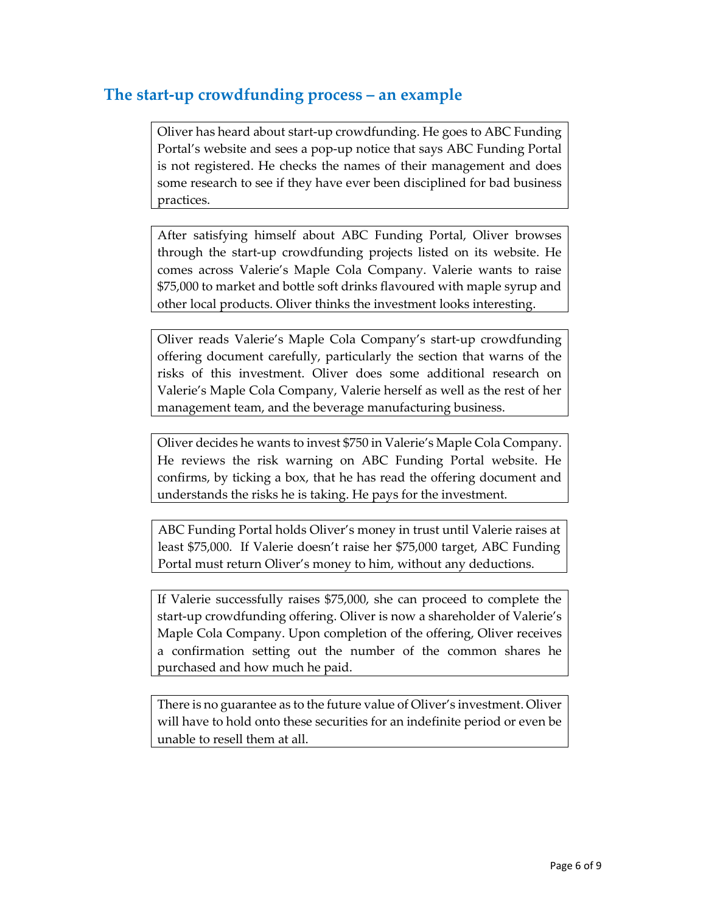## The start-up crowdfunding process – an example

Oliver has heard about start-up crowdfunding. He goes to ABC Funding Portal's website and sees a pop-up notice that says ABC Funding Portal is not registered. He checks the names of their management and does some research to see if they have ever been disciplined for bad business practices.

After satisfying himself about ABC Funding Portal, Oliver browses through the start-up crowdfunding projects listed on its website. He comes across Valerie's Maple Cola Company. Valerie wants to raise $75,000 to market and bottle soft drinks flavoured with maple syrup and other local products. Oliver thinks the investment looks interesting.

Oliver reads Valerie's Maple Cola Company's start-up crowdfunding offering document carefully, particularly the section that warns of the risks of this investment. Oliver does some additional research on Valerie's Maple Cola Company, Valerie herself as well as the rest of her management team, and the beverage manufacturing business.

Oliver decides he wants to invest $750 in Valerie's Maple Cola Company. He reviews the risk warning on ABC Funding Portal website. He confirms, by ticking a box, that he has read the offering document and understands the risks he is taking. He pays for the investment.

ABC Funding Portal holds Oliver's money in trust until Valerie raises at least $75,000. If Valerie doesn't raise her $75,000 target, ABC Funding Portal must return Oliver's money to him, without any deductions.

If Valerie successfully raises $75,000, she can proceed to complete the start-up crowdfunding offering. Oliver is now a shareholder of Valerie's Maple Cola Company. Upon completion of the offering, Oliver receives a confirmation setting out the number of the common shares he purchased and how much he paid.

There is no guarantee as to the future value of Oliver's investment. Oliver will have to hold onto these securities for an indefinite period or even be unable to resell them at all.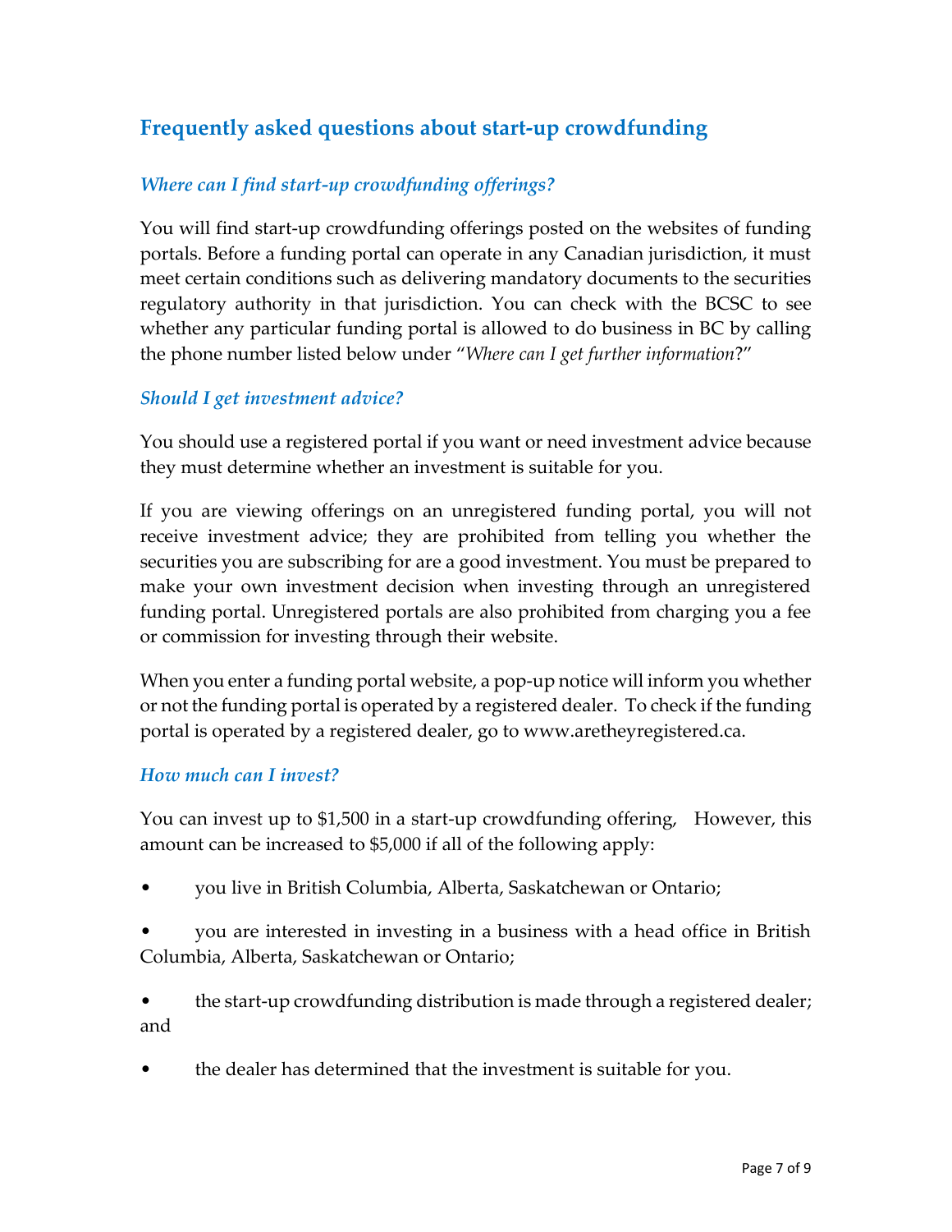## Frequently asked questions about start-up crowdfunding

### *Where can I find start-up crowdfunding offerings?*

You will find start-up crowdfunding offerings posted on the websites of funding portals. Before a funding portal can operate in any Canadian jurisdiction, it must meet certain conditions such as delivering mandatory documents to the securities regulatory authority in that jurisdiction. You can check with the BCSC to see whether any particular funding portal is allowed to do business in BC by calling the phone number listed below under "*Where can I get further information*?"

### *Should I get investment advice?*

You should use a registered portal if you want or need investment advice because they must determine whether an investment is suitable for you.

If you are viewing offerings on an unregistered funding portal, you will not receive investment advice; they are prohibited from telling you whether the securities you are subscribing for are a good investment. You must be prepared to make your own investment decision when investing through an unregistered funding portal. Unregistered portals are also prohibited from charging you a fee or commission for investing through their website.

When you enter a funding portal website, a pop-up notice will inform you whether or not the funding portal is operated by a registered dealer. To check if the funding portal is operated by a registered dealer, go to www.aretheyregistered.ca.

### *How much can I invest?*

You can invest up to $1,500 in a start-up crowdfunding offering, However, this amount can be increased to $5,000 if all of the following apply:

- you live in British Columbia, Alberta, Saskatchewan or Ontario;
- you are interested in investing in a business with a head office in British Columbia, Alberta, Saskatchewan or Ontario;
- the start-up crowdfunding distribution is made through a registered dealer; and
- the dealer has determined that the investment is suitable for you.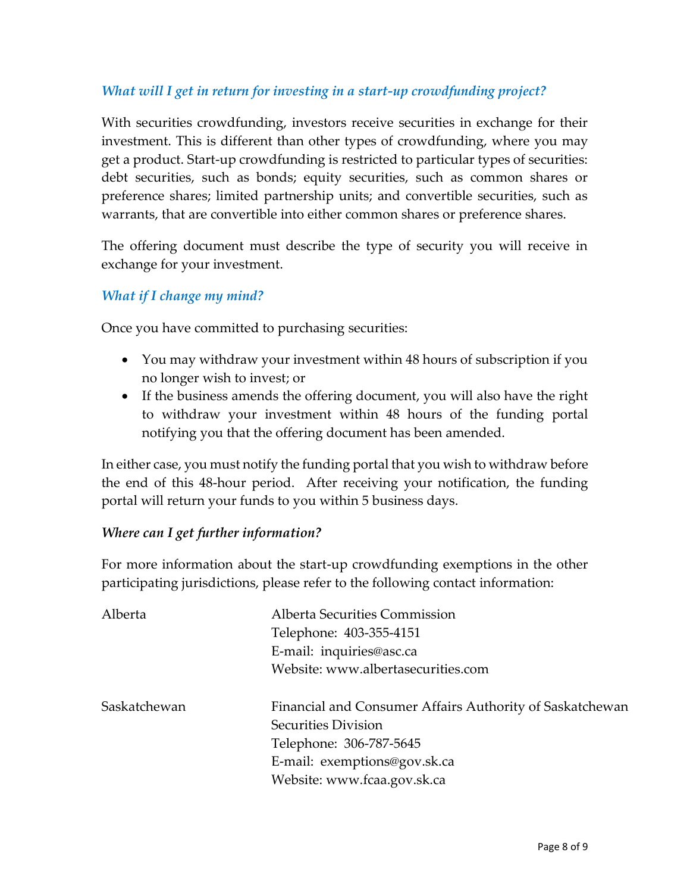### *What will I get in return for investing in a start-up crowdfunding project?*

With securities crowdfunding, investors receive securities in exchange for their investment. This is different than other types of crowdfunding, where you may get a product. Start-up crowdfunding is restricted to particular types of securities: debt securities, such as bonds; equity securities, such as common shares or preference shares; limited partnership units; and convertible securities, such as warrants, that are convertible into either common shares or preference shares.

The offering document must describe the type of security you will receive in exchange for your investment.

### *What if I change my mind?*

Once you have committed to purchasing securities:

- You may withdraw your investment within 48 hours of subscription if you no longer wish to invest; or
- If the business amends the offering document, you will also have the right to withdraw your investment within 48 hours of the funding portal notifying you that the offering document has been amended.

In either case, you must notify the funding portal that you wish to withdraw before the end of this 48-hour period. After receiving your notification, the funding portal will return your funds to you within 5 business days.

### *Where can I get further information?*

For more information about the start-up crowdfunding exemptions in the other participating jurisdictions, please refer to the following contact information:

| | |
|---|---|
| Alberta | Alberta Securities Commission<br>Telephone: 403-355-4151<br>E-mail: inquiries@asc.ca<br>Website: www.albertasecurities.com |
| Saskatchewan | Financial and Consumer Affairs Authority of Saskatchewan<br>Securities Division<br>Telephone: 306-787-5645<br>E-mail: exemptions@gov.sk.ca<br>Website: www.fcaa.gov.sk.ca |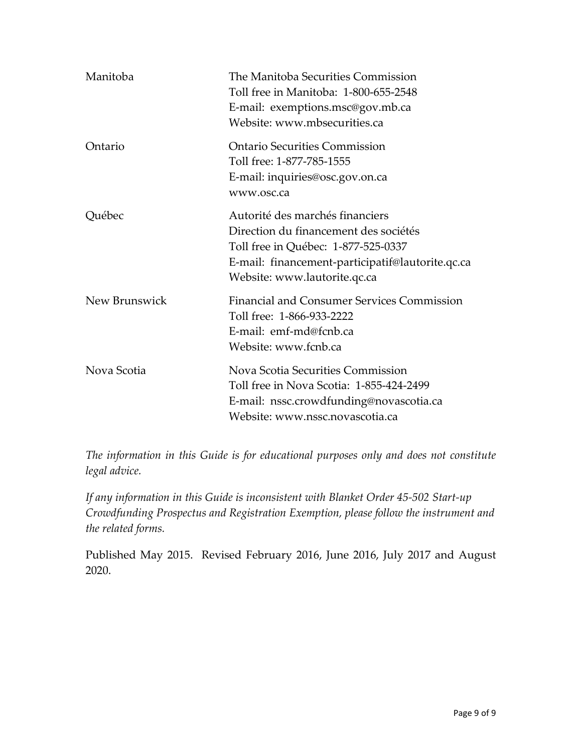| | |
|---|---|
| Manitoba | The Manitoba Securities Commission<br>Toll free in Manitoba: 1-800-655-2548<br>E-mail: exemptions.msc@gov.mb.ca<br>Website: www.mbsecurities.ca |
| Ontario | Ontario Securities Commission<br>Toll free: 1-877-785-1555<br>E-mail: inquiries@osc.gov.on.ca<br>www.osc.ca |
| Québec | Autorité des marchés financiers<br>Direction du financement des sociétés<br>Toll free in Québec: 1-877-525-0337<br>E-mail: financement-participatif@lautorite.qc.ca<br>Website: www.lautorite.qc.ca |
| New Brunswick | Financial and Consumer Services Commission<br>Toll free: 1-866-933-2222<br>E-mail: emf-md@fcnb.ca<br>Website: www.fcnb.ca |
| Nova Scotia | Nova Scotia Securities Commission<br>Toll free in Nova Scotia: 1-855-424-2499<br>E-mail: nssc.crowdfunding@novascotia.ca<br>Website: www.nssc.novascotia.ca |

*The information in this Guide is for educational purposes only and does not constitute legal advice.*

*If any information in this Guide is inconsistent with Blanket Order 45-502 Start-up Crowdfunding Prospectus and Registration Exemption, please follow the instrument and the related forms.*

Published May 2015. Revised February 2016, June 2016, July 2017 and August 2020.